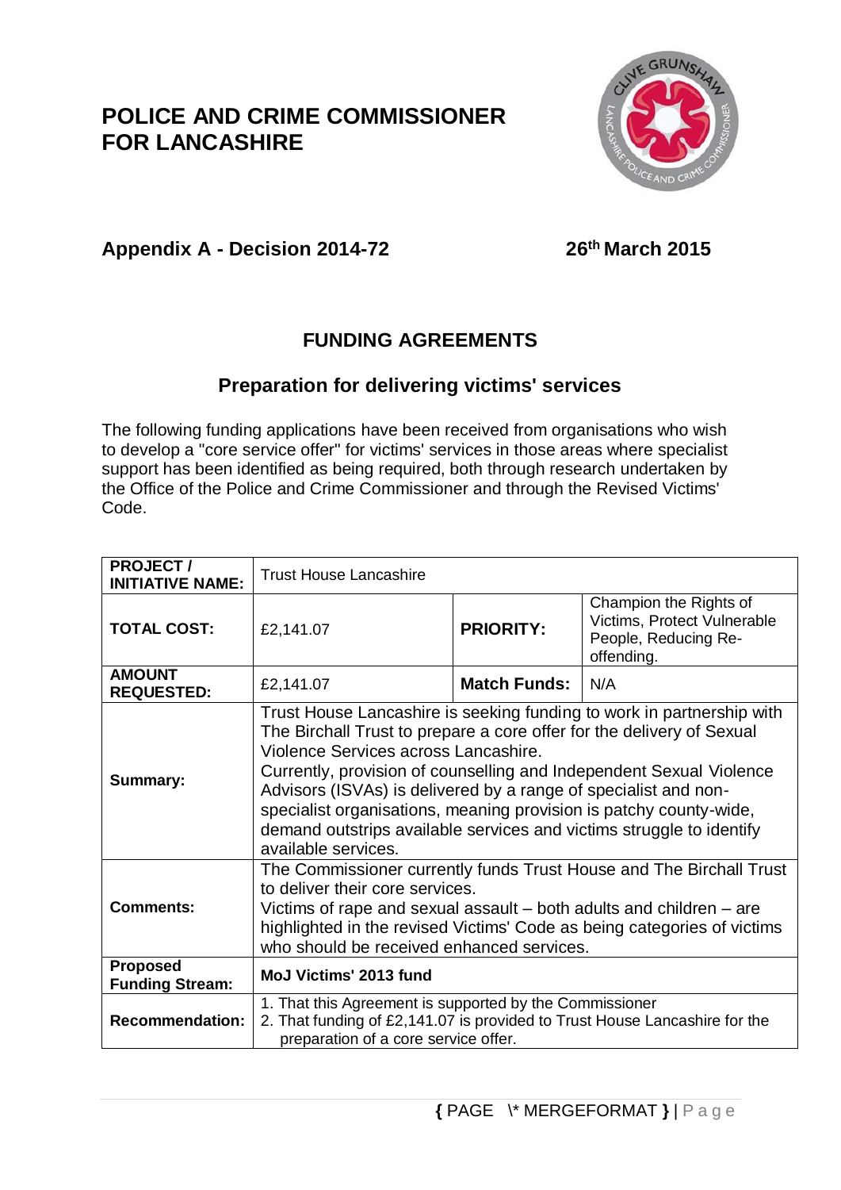# POLICE AND CRIME COMMISSIONER FOR LANCASHIRE

## Appendix A - Decision 2014-72

**26th March 2015**

## FUNDING AGREEMENTS

### Preparation for delivering victims' services

The following funding applications have been received from organisations who wish to develop a "core service offer" for victims' services in those areas where specialist support has been identified as being required, both through research undertaken by the Office of the Police and Crime Commissioner and through the Revised Victims' Code.

| **PROJECT / INITIATIVE NAME:** | Trust House Lancashire | | |
|---|---|---|---|
| **TOTAL COST:** | £2,141.07 | **PRIORITY:** | Champion the Rights of Victims, Protect Vulnerable People, Reducing Re-offending. |
| **AMOUNT REQUESTED:** | £2,141.07 | **Match Funds:** | N/A |
| **Summary:** | Trust House Lancashire is seeking funding to work in partnership with The Birchall Trust to prepare a core offer for the delivery of Sexual Violence Services across Lancashire.<br>Currently, provision of counselling and Independent Sexual Violence Advisors (ISVAs) is delivered by a range of specialist and non-specialist organisations, meaning provision is patchy county-wide, demand outstrips available services and victims struggle to identify available services. | | |
| **Comments:** | The Commissioner currently funds Trust House and The Birchall Trust to deliver their core services.<br>Victims of rape and sexual assault – both adults and children – are highlighted in the revised Victims' Code as being categories of victims who should be received enhanced services. | | |
| **Proposed Funding Stream:** | **MoJ Victims' 2013 fund** | | |
| **Recommendation:** | 1. That this Agreement is supported by the Commissioner<br>2. That funding of £2,141.07 is provided to Trust House Lancashire for the preparation of a core service offer. | | |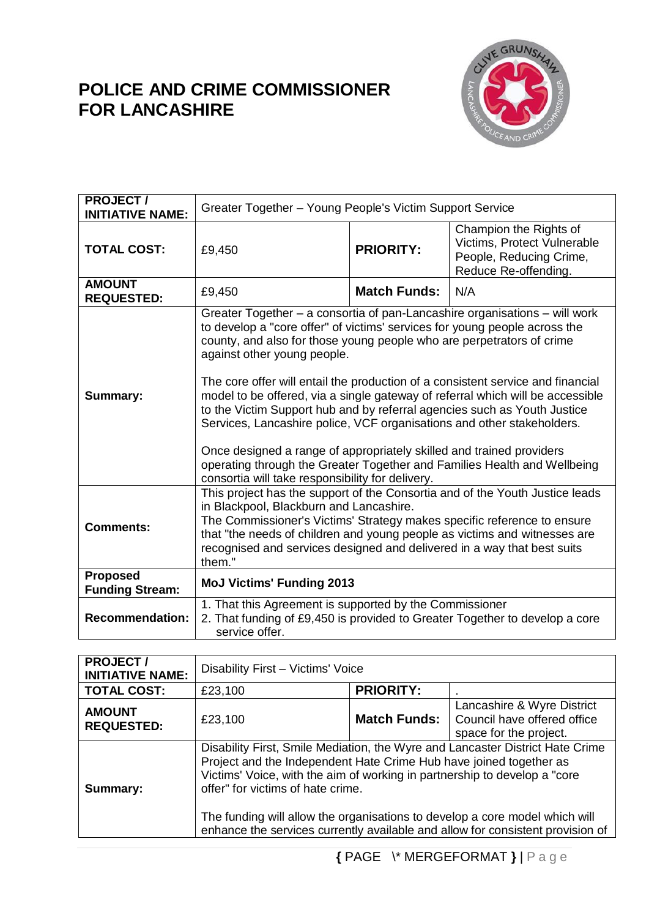# POLICE AND CRIME COMMISSIONER FOR LANCASHIRE

| PROJECT / INITIATIVE NAME: | Greater Together – Young People's Victim Support Service | | |
|---|---|---|---|
| TOTAL COST: | £9,450 | PRIORITY: | Champion the Rights of Victims, Protect Vulnerable People, Reducing Crime, Reduce Re-offending. |
| AMOUNT REQUESTED: | £9,450 | Match Funds: | N/A |
| Summary: | Greater Together – a consortia of pan-Lancashire organisations – will work to develop a "core offer" of victims' services for young people across the county, and also for those young people who are perpetrators of crime against other young people.<br><br>The core offer will entail the production of a consistent service and financial model to be offered, via a single gateway of referral which will be accessible to the Victim Support hub and by referral agencies such as Youth Justice Services, Lancashire police, VCF organisations and other stakeholders.<br><br>Once designed a range of appropriately skilled and trained providers operating through the Greater Together and Families Health and Wellbeing consortia will take responsibility for delivery. | | |
| Comments: | This project has the support of the Consortia and of the Youth Justice leads in Blackpool, Blackburn and Lancashire.<br>The Commissioner's Victims' Strategy makes specific reference to ensure that "the needs of children and young people as victims and witnesses are recognised and services designed and delivered in a way that best suits them." | | |
| Proposed Funding Stream: | **MoJ Victims' Funding 2013** | | |
| Recommendation: | 1. That this Agreement is supported by the Commissioner<br>2. That funding of £9,450 is provided to Greater Together to develop a core service offer. | | |

| PROJECT / INITIATIVE NAME: | Disability First – Victims' Voice | | |
|---|---|---|---|
| TOTAL COST: | £23,100 | PRIORITY: | . |
| AMOUNT REQUESTED: | £23,100 | Match Funds: | Lancashire & Wyre District Council have offered office space for the project. |
| Summary: | Disability First, Smile Mediation, the Wyre and Lancaster District Hate Crime Project and the Independent Hate Crime Hub have joined together as Victims' Voice, with the aim of working in partnership to develop a "core offer" for victims of hate crime.<br><br>The funding will allow the organisations to develop a core model which will enhance the services currently available and allow for consistent provision of | | |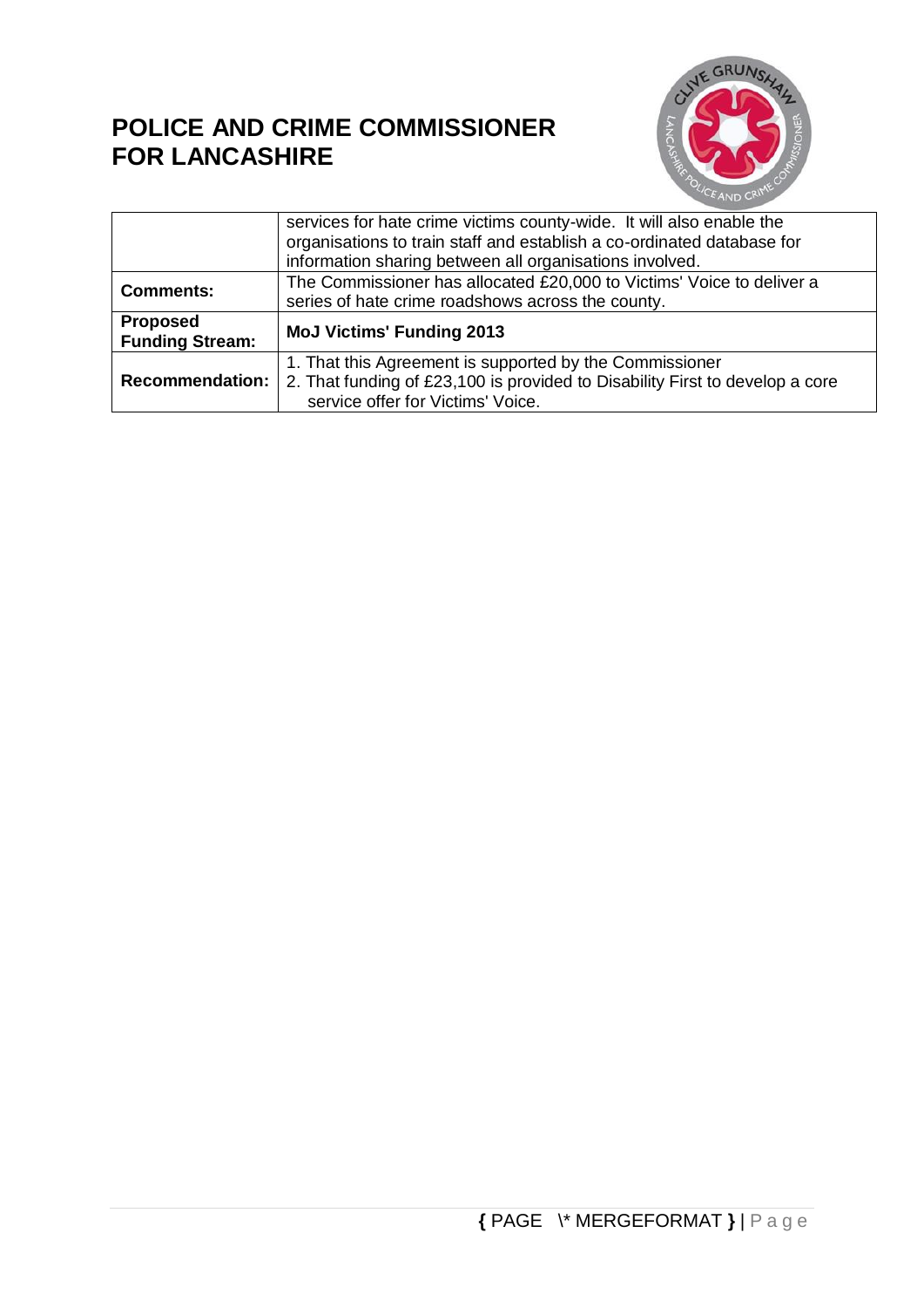# POLICE AND CRIME COMMISSIONER FOR LANCASHIRE

| | |
|---|---|
| | services for hate crime victims county-wide. It will also enable the organisations to train staff and establish a co-ordinated database for information sharing between all organisations involved. |
| **Comments:** | The Commissioner has allocated £20,000 to Victims' Voice to deliver a series of hate crime roadshows across the county. |
| **Proposed Funding Stream:** | **MoJ Victims' Funding 2013** |
| **Recommendation:** | 1. That this Agreement is supported by the Commissioner<br>2. That funding of £23,100 is provided to Disability First to develop a core service offer for Victims' Voice. |